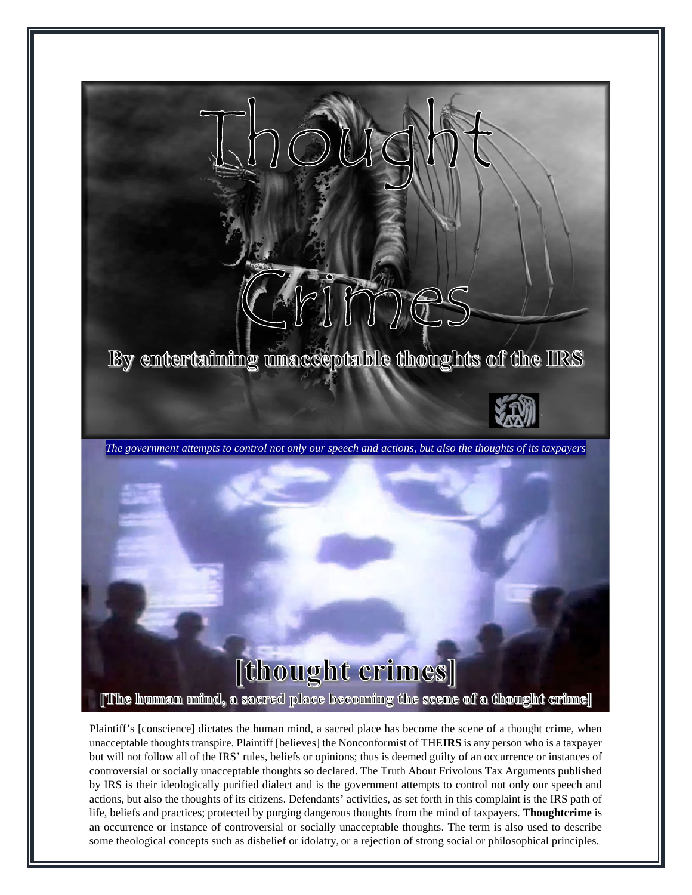# Thought Crimes

**By entertaining unacceptable thoughts of the IRS**

*The government attempts to control not only our speech and actions, but also the thoughts of its taxpayers*

## [thought crimes]

**[The human mind, a sacred place becoming the scene of a thought crime]**

Plaintiff's [conscience] dictates the human mind, a sacred place has become the scene of a thought crime, when unacceptable thoughts transpire. Plaintiff [believes] the Nonconformist of THE**IRS** is any person who is a taxpayer but will not follow all of the IRS' rules, beliefs or opinions; thus is deemed guilty of an occurrence or instances of controversial or socially unacceptable thoughts so declared. The Truth About Frivolous Tax Arguments published by IRS is their ideologically purified dialect and is the government attempts to control not only our speech and actions, but also the thoughts of its citizens. Defendants' activities, as set forth in this complaint is the IRS path of life, beliefs and practices; protected by purging dangerous thoughts from the mind of taxpayers. **Thoughtcrime** is an occurrence or instance of controversial or socially unacceptable thoughts. The term is also used to describe some theological concepts such as disbelief or idolatry, or a rejection of strong social or philosophical principles.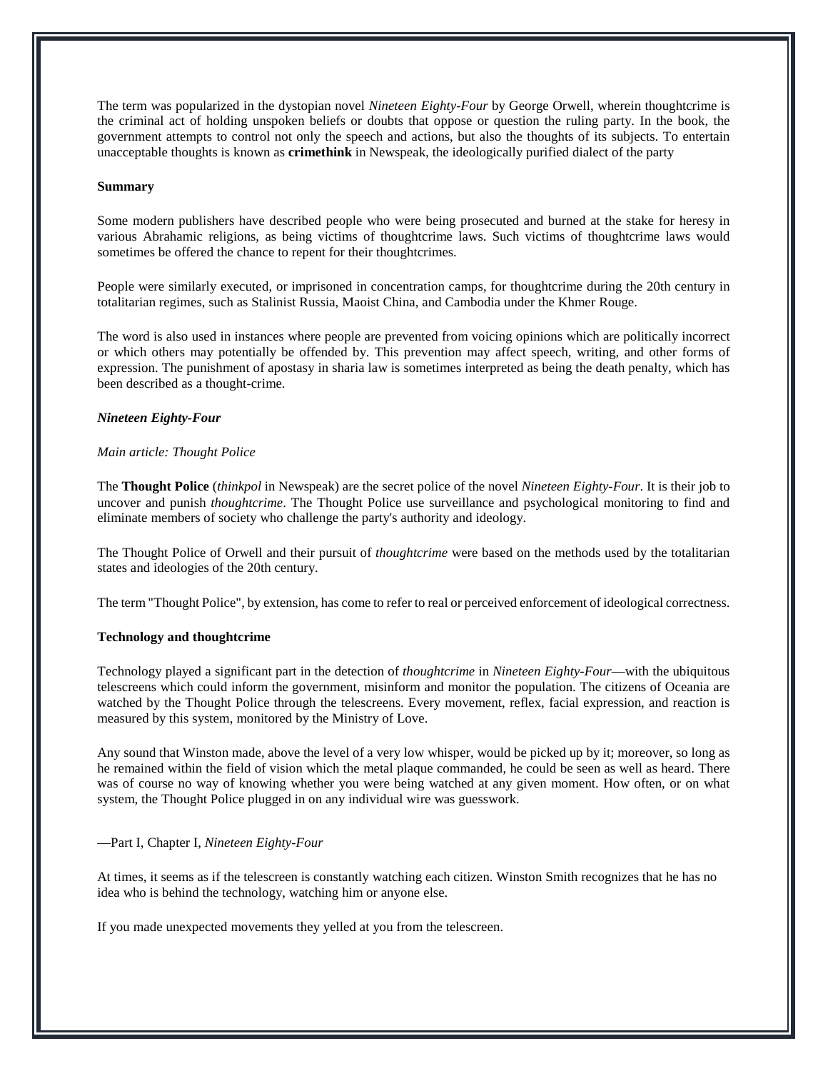The term was popularized in the dystopian novel *Nineteen Eighty-Four* by George Orwell, wherein thoughtcrime is the criminal act of holding unspoken beliefs or doubts that oppose or question the ruling party. In the book, the government attempts to control not only the speech and actions, but also the thoughts of its subjects. To entertain unacceptable thoughts is known as **crimethink** in Newspeak, the ideologically purified dialect of the party

**Summary**

Some modern publishers have described people who were being prosecuted and burned at the stake for heresy in various Abrahamic religions, as being victims of thoughtcrime laws. Such victims of thoughtcrime laws would sometimes be offered the chance to repent for their thoughtcrimes.

People were similarly executed, or imprisoned in concentration camps, for thoughtcrime during the 20th century in totalitarian regimes, such as Stalinist Russia, Maoist China, and Cambodia under the Khmer Rouge.

The word is also used in instances where people are prevented from voicing opinions which are politically incorrect or which others may potentially be offended by. This prevention may affect speech, writing, and other forms of expression. The punishment of apostasy in sharia law is sometimes interpreted as being the death penalty, which has been described as a thought-crime.

***Nineteen Eighty-Four***

*Main article: Thought Police*

The **Thought Police** (*thinkpol* in Newspeak) are the secret police of the novel *Nineteen Eighty-Four*. It is their job to uncover and punish *thoughtcrime*. The Thought Police use surveillance and psychological monitoring to find and eliminate members of society who challenge the party's authority and ideology.

The Thought Police of Orwell and their pursuit of *thoughtcrime* were based on the methods used by the totalitarian states and ideologies of the 20th century.

The term "Thought Police", by extension, has come to refer to real or perceived enforcement of ideological correctness.

**Technology and thoughtcrime**

Technology played a significant part in the detection of *thoughtcrime* in *Nineteen Eighty-Four*—with the ubiquitous telescreens which could inform the government, misinform and monitor the population. The citizens of Oceania are watched by the Thought Police through the telescreens. Every movement, reflex, facial expression, and reaction is measured by this system, monitored by the Ministry of Love.

Any sound that Winston made, above the level of a very low whisper, would be picked up by it; moreover, so long as he remained within the field of vision which the metal plaque commanded, he could be seen as well as heard. There was of course no way of knowing whether you were being watched at any given moment. How often, or on what system, the Thought Police plugged in on any individual wire was guesswork.

—Part I, Chapter I, *Nineteen Eighty-Four*

At times, it seems as if the telescreen is constantly watching each citizen. Winston Smith recognizes that he has no idea who is behind the technology, watching him or anyone else.

If you made unexpected movements they yelled at you from the telescreen.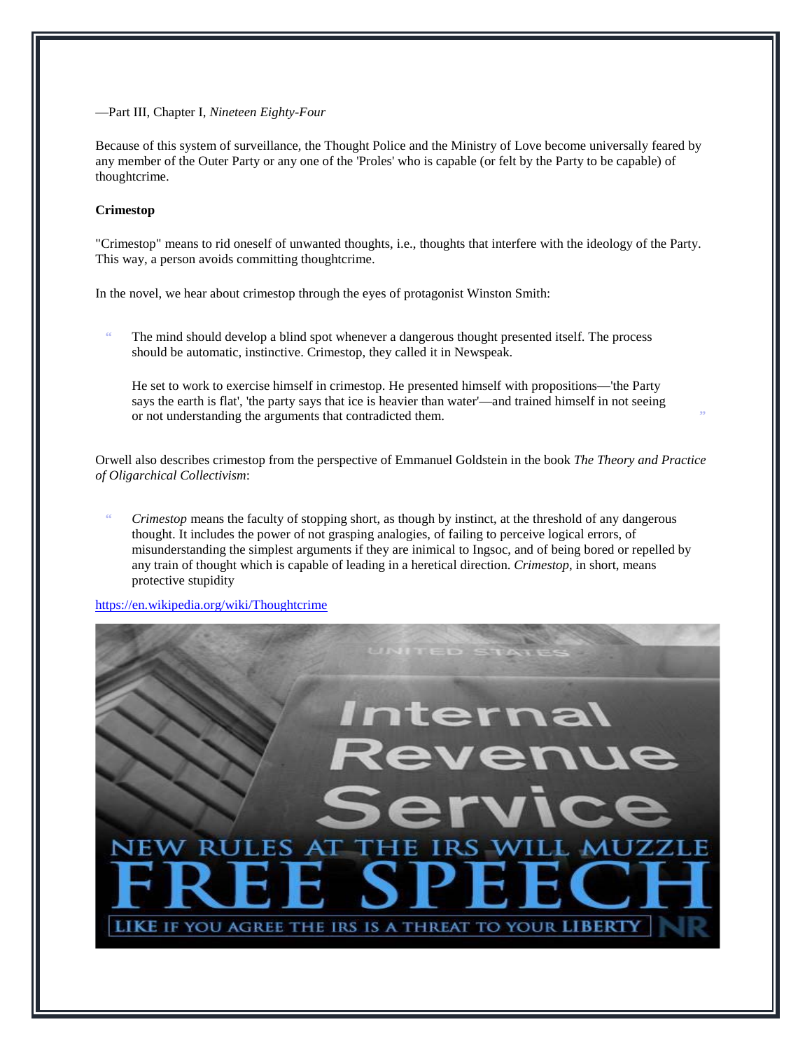—Part III, Chapter I, *Nineteen Eighty-Four*

Because of this system of surveillance, the Thought Police and the Ministry of Love become universally feared by any member of the Outer Party or any one of the 'Proles' who is capable (or felt by the Party to be capable) of thoughtcrime.

**Crimestop**

"Crimestop" means to rid oneself of unwanted thoughts, i.e., thoughts that interfere with the ideology of the Party. This way, a person avoids committing thoughtcrime.

In the novel, we hear about crimestop through the eyes of protagonist Winston Smith:

> The mind should develop a blind spot whenever a dangerous thought presented itself. The process should be automatic, instinctive. Crimestop, they called it in Newspeak.
>
> He set to work to exercise himself in crimestop. He presented himself with propositions—'the Party says the earth is flat', 'the party says that ice is heavier than water'—and trained himself in not seeing or not understanding the arguments that contradicted them.

Orwell also describes crimestop from the perspective of Emmanuel Goldstein in the book *The Theory and Practice of Oligarchical Collectivism*:

> *Crimestop* means the faculty of stopping short, as though by instinct, at the threshold of any dangerous thought. It includes the power of not grasping analogies, of failing to perceive logical errors, of misunderstanding the simplest arguments if they are inimical to Ingsoc, and of being bored or repelled by any train of thought which is capable of leading in a heretical direction. *Crimestop*, in short, means protective stupidity

https://en.wikipedia.org/wiki/Thoughtcrime

UNITED STATES

Internal Revenue Service

NEW RULES AT THE IRS WILL MUZZLE

FREE SPEECH

LIKE IF YOU AGREE THE IRS IS A THREAT TO YOUR LIBERTY

NR